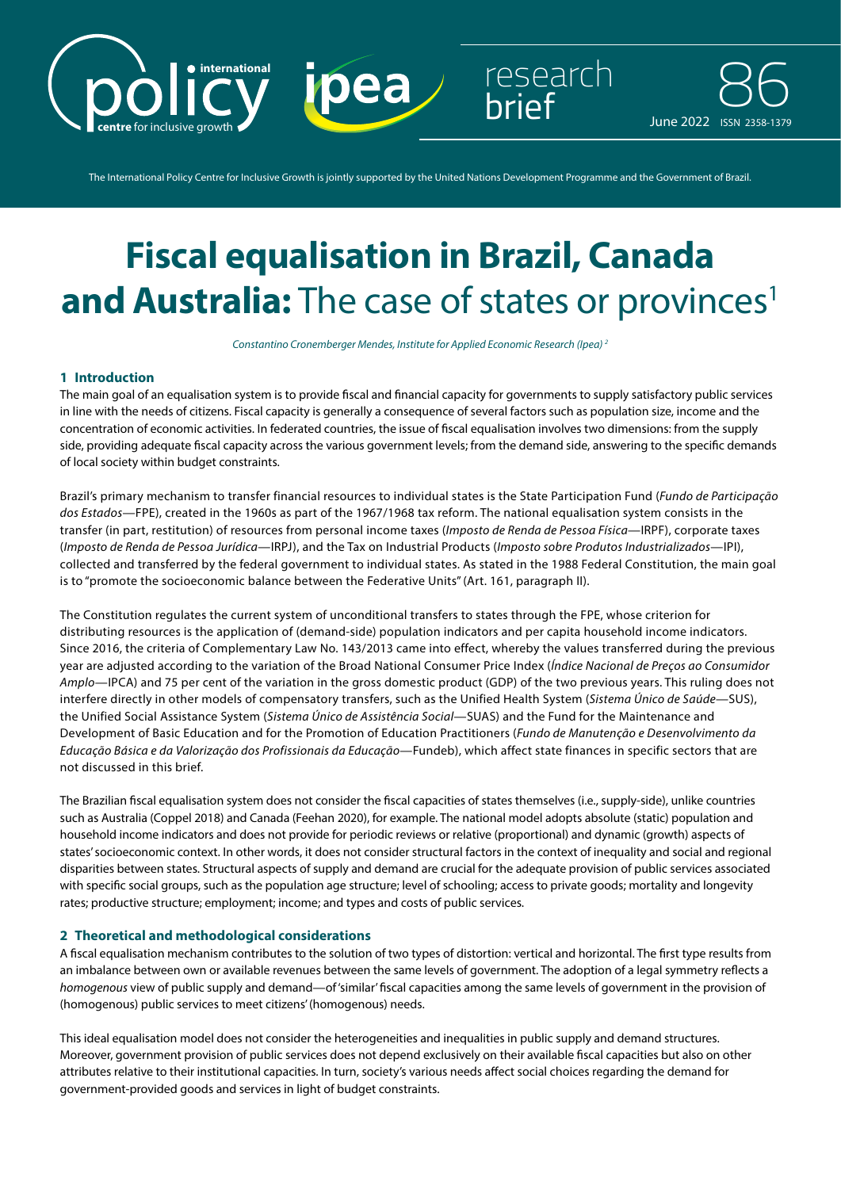research brief 86

June 2022 ISSN 2358-1379

The International Policy Centre for Inclusive Growth is jointly supported by the United Nations Development Programme and the Government of Brazil.

# **Fiscal equalisation in Brazil, Canada and Australia:** The case of states or provinces[1]

*Constantino Cronemberger Mendes, Institute for Applied Economic Research (Ipea)* [2]

## 1 Introduction

The main goal of an equalisation system is to provide fiscal and financial capacity for governments to supply satisfactory public services in line with the needs of citizens. Fiscal capacity is generally a consequence of several factors such as population size, income and the concentration of economic activities. In federated countries, the issue of fiscal equalisation involves two dimensions: from the supply side, providing adequate fiscal capacity across the various government levels; from the demand side, answering to the specific demands of local society within budget constraints.

Brazil's primary mechanism to transfer financial resources to individual states is the State Participation Fund (*Fundo de Participação dos Estados*—FPE), created in the 1960s as part of the 1967/1968 tax reform. The national equalisation system consists in the transfer (in part, restitution) of resources from personal income taxes (*Imposto de Renda de Pessoa Física*—IRPF), corporate taxes (*Imposto de Renda de Pessoa Jurídica*—IRPJ), and the Tax on Industrial Products (*Imposto sobre Produtos Industrializados*—IPI), collected and transferred by the federal government to individual states. As stated in the 1988 Federal Constitution, the main goal is to "promote the socioeconomic balance between the Federative Units" (Art. 161, paragraph II).

The Constitution regulates the current system of unconditional transfers to states through the FPE, whose criterion for distributing resources is the application of (demand-side) population indicators and per capita household income indicators. Since 2016, the criteria of Complementary Law No. 143/2013 came into effect, whereby the values transferred during the previous year are adjusted according to the variation of the Broad National Consumer Price Index (*Índice Nacional de Preços ao Consumidor Amplo*—IPCA) and 75 per cent of the variation in the gross domestic product (GDP) of the two previous years. This ruling does not interfere directly in other models of compensatory transfers, such as the Unified Health System (*Sistema Único de Saúde*—SUS), the Unified Social Assistance System (*Sistema Único de Assistência Social*—SUAS) and the Fund for the Maintenance and Development of Basic Education and for the Promotion of Education Practitioners (*Fundo de Manutenção e Desenvolvimento da Educação Básica e da Valorização dos Profissionais da Educação*—Fundeb), which affect state finances in specific sectors that are not discussed in this brief.

The Brazilian fiscal equalisation system does not consider the fiscal capacities of states themselves (i.e., supply-side), unlike countries such as Australia (Coppel 2018) and Canada (Feehan 2020), for example. The national model adopts absolute (static) population and household income indicators and does not provide for periodic reviews or relative (proportional) and dynamic (growth) aspects of states' socioeconomic context. In other words, it does not consider structural factors in the context of inequality and social and regional disparities between states. Structural aspects of supply and demand are crucial for the adequate provision of public services associated with specific social groups, such as the population age structure; level of schooling; access to private goods; mortality and longevity rates; productive structure; employment; income; and types and costs of public services.

## 2 Theoretical and methodological considerations

A fiscal equalisation mechanism contributes to the solution of two types of distortion: vertical and horizontal. The first type results from an imbalance between own or available revenues between the same levels of government. The adoption of a legal symmetry reflects a *homogenous* view of public supply and demand—of 'similar' fiscal capacities among the same levels of government in the provision of (homogenous) public services to meet citizens' (homogenous) needs.

This ideal equalisation model does not consider the heterogeneities and inequalities in public supply and demand structures. Moreover, government provision of public services does not depend exclusively on their available fiscal capacities but also on other attributes relative to their institutional capacities. In turn, society's various needs affect social choices regarding the demand for government-provided goods and services in light of budget constraints.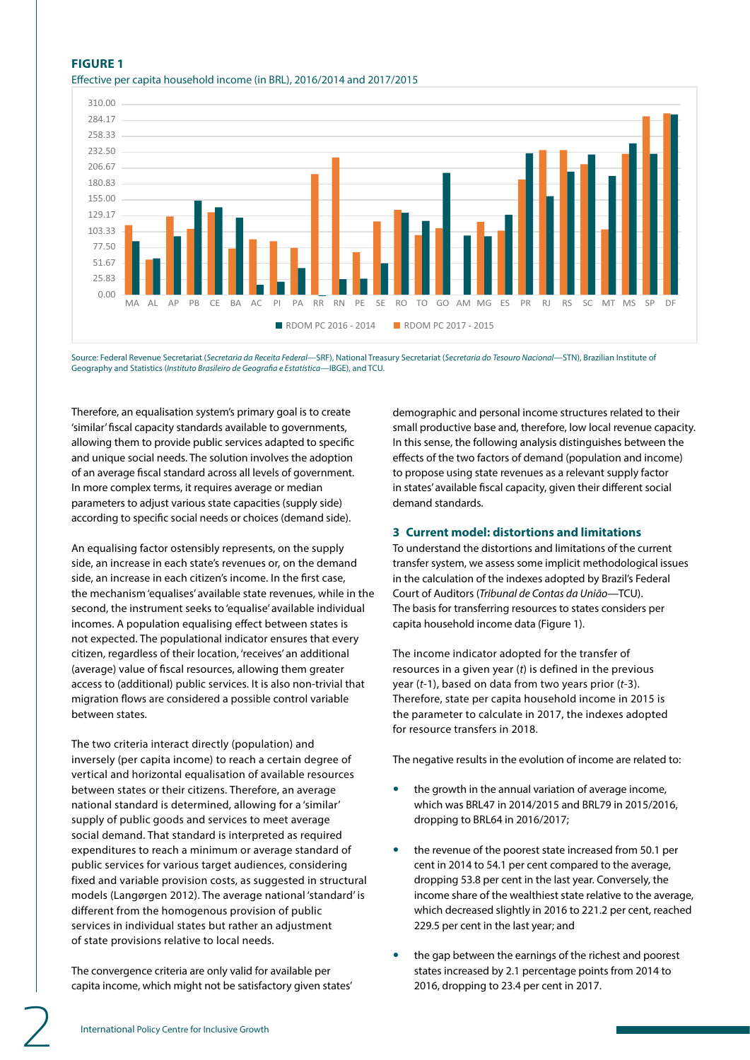**FIGURE 1**

Effective per capita household income (in BRL), 2016/2014 and 2017/2015

Source: Federal Revenue Secretariat (*Secretaria da Receita Federal*—SRF), National Treasury Secretariat (*Secretaria do Tesouro Nacional*—STN), Brazilian Institute of Geography and Statistics (*Instituto Brasileiro de Geografia e Estatística*—IBGE), and TCU.

Therefore, an equalisation system's primary goal is to create 'similar' fiscal capacity standards available to governments, allowing them to provide public services adapted to specific and unique social needs. The solution involves the adoption of an average fiscal standard across all levels of government. In more complex terms, it requires average or median parameters to adjust various state capacities (supply side) according to specific social needs or choices (demand side).

An equalising factor ostensibly represents, on the supply side, an increase in each state's revenues or, on the demand side, an increase in each citizen's income. In the first case, the mechanism 'equalises' available state revenues, while in the second, the instrument seeks to 'equalise' available individual incomes. A population equalising effect between states is not expected. The populational indicator ensures that every citizen, regardless of their location, 'receives' an additional (average) value of fiscal resources, allowing them greater access to (additional) public services. It is also non-trivial that migration flows are considered a possible control variable between states.

The two criteria interact directly (population) and inversely (per capita income) to reach a certain degree of vertical and horizontal equalisation of available resources between states or their citizens. Therefore, an average national standard is determined, allowing for a 'similar' supply of public goods and services to meet average social demand. That standard is interpreted as required expenditures to reach a minimum or average standard of public services for various target audiences, considering fixed and variable provision costs, as suggested in structural models (Langørgen 2012). The average national 'standard' is different from the homogenous provision of public services in individual states but rather an adjustment of state provisions relative to local needs.

The convergence criteria are only valid for available per capita income, which might not be satisfactory given states' demographic and personal income structures related to their small productive base and, therefore, low local revenue capacity. In this sense, the following analysis distinguishes between the effects of the two factors of demand (population and income) to propose using state revenues as a relevant supply factor in states' available fiscal capacity, given their different social demand standards.

## 3 Current model: distortions and limitations

To understand the distortions and limitations of the current transfer system, we assess some implicit methodological issues in the calculation of the indexes adopted by Brazil's Federal Court of Auditors (*Tribunal de Contas da União*—TCU). The basis for transferring resources to states considers per capita household income data (Figure 1).

The income indicator adopted for the transfer of resources in a given year ($t$) is defined in the previous year ($t$-1), based on data from two years prior ($t$-3). Therefore, state per capita household income in 2015 is the parameter to calculate in 2017, the indexes adopted for resource transfers in 2018.

The negative results in the evolution of income are related to:

- the growth in the annual variation of average income, which was BRL47 in 2014/2015 and BRL79 in 2015/2016, dropping to BRL64 in 2016/2017;
- the revenue of the poorest state increased from 50.1 per cent in 2014 to 54.1 per cent compared to the average, dropping 53.8 per cent in the last year. Conversely, the income share of the wealthiest state relative to the average, which decreased slightly in 2016 to 221.2 per cent, reached 229.5 per cent in the last year; and
- the gap between the earnings of the richest and poorest states increased by 2.1 percentage points from 2014 to 2016, dropping to 23.4 per cent in 2017.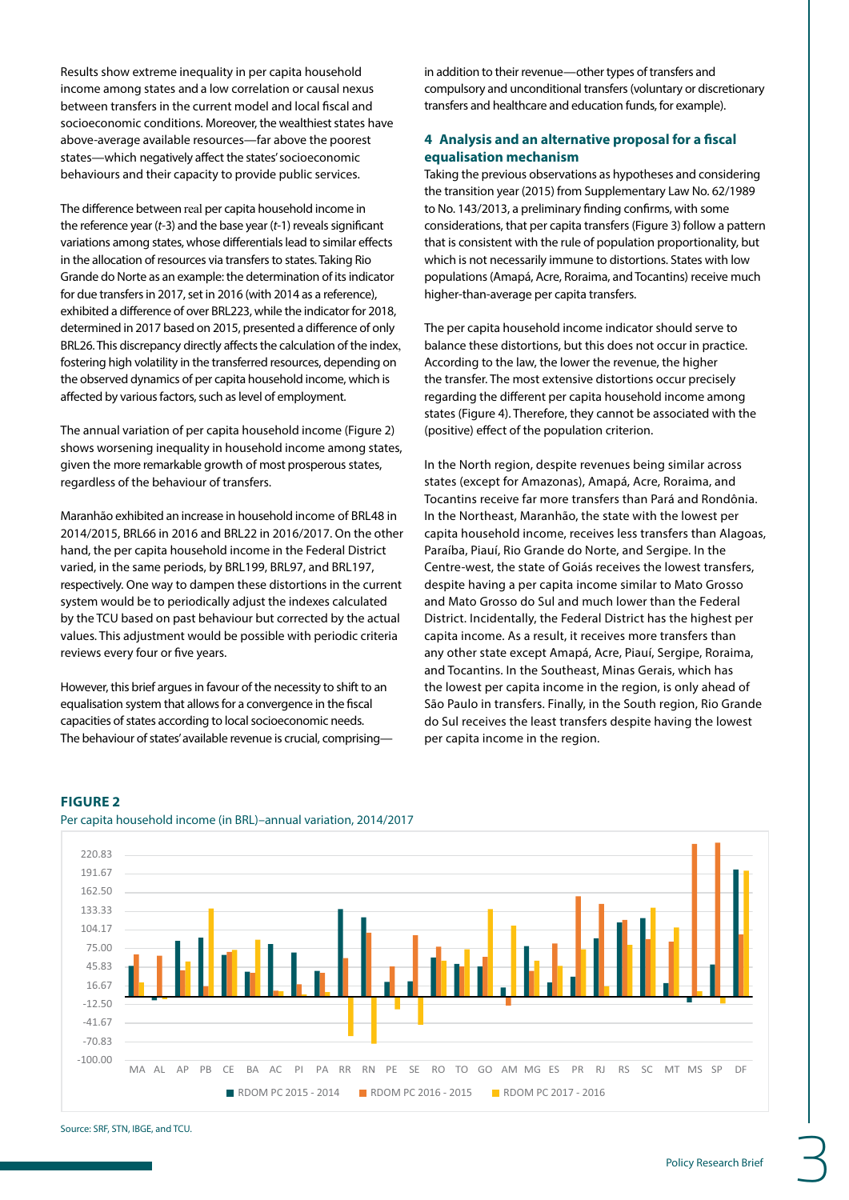Results show extreme inequality in per capita household income among states and a low correlation or causal nexus between transfers in the current model and local fiscal and socioeconomic conditions. Moreover, the wealthiest states have above-average available resources—far above the poorest states—which negatively affect the states' socioeconomic behaviours and their capacity to provide public services.

The difference between real per capita household income in the reference year (*t*-3) and the base year (*t*-1) reveals significant variations among states, whose differentials lead to similar effects in the allocation of resources via transfers to states. Taking Rio Grande do Norte as an example: the determination of its indicator for due transfers in 2017, set in 2016 (with 2014 as a reference), exhibited a difference of over BRL223, while the indicator for 2018, determined in 2017 based on 2015, presented a difference of only BRL26. This discrepancy directly affects the calculation of the index, fostering high volatility in the transferred resources, depending on the observed dynamics of per capita household income, which is affected by various factors, such as level of employment.

The annual variation of per capita household income (Figure 2) shows worsening inequality in household income among states, given the more remarkable growth of most prosperous states, regardless of the behaviour of transfers.

Maranhão exhibited an increase in household income of BRL48 in 2014/2015, BRL66 in 2016 and BRL22 in 2016/2017. On the other hand, the per capita household income in the Federal District varied, in the same periods, by BRL199, BRL97, and BRL197, respectively. One way to dampen these distortions in the current system would be to periodically adjust the indexes calculated by the TCU based on past behaviour but corrected by the actual values. This adjustment would be possible with periodic criteria reviews every four or five years.

However, this brief argues in favour of the necessity to shift to an equalisation system that allows for a convergence in the fiscal capacities of states according to local socioeconomic needs. The behaviour of states' available revenue is crucial, comprising—in addition to their revenue—other types of transfers and compulsory and unconditional transfers (voluntary or discretionary transfers and healthcare and education funds, for example).

## 4 Analysis and an alternative proposal for a fiscal equalisation mechanism

Taking the previous observations as hypotheses and considering the transition year (2015) from Supplementary Law No. 62/1989 to No. 143/2013, a preliminary finding confirms, with some considerations, that per capita transfers (Figure 3) follow a pattern that is consistent with the rule of population proportionality, but which is not necessarily immune to distortions. States with low populations (Amapá, Acre, Roraima, and Tocantins) receive much higher-than-average per capita transfers.

The per capita household income indicator should serve to balance these distortions, but this does not occur in practice. According to the law, the lower the revenue, the higher the transfer. The most extensive distortions occur precisely regarding the different per capita household income among states (Figure 4). Therefore, they cannot be associated with the (positive) effect of the population criterion.

In the North region, despite revenues being similar across states (except for Amazonas), Amapá, Acre, Roraima, and Tocantins receive far more transfers than Pará and Rondônia. In the Northeast, Maranhão, the state with the lowest per capita household income, receives less transfers than Alagoas, Paraíba, Piauí, Rio Grande do Norte, and Sergipe. In the Centre-west, the state of Goiás receives the lowest transfers, despite having a per capita income similar to Mato Grosso and Mato Grosso do Sul and much lower than the Federal District. Incidentally, the Federal District has the highest per capita income. As a result, it receives more transfers than any other state except Amapá, Acre, Piauí, Sergipe, Roraima, and Tocantins. In the Southeast, Minas Gerais, which has the lowest per capita income in the region, is only ahead of São Paulo in transfers. Finally, in the South region, Rio Grande do Sul receives the least transfers despite having the lowest per capita income in the region.

**FIGURE 2**

Per capita household income (in BRL)–annual variation, 2014/2017

Source: SRF, STN, IBGE, and TCU.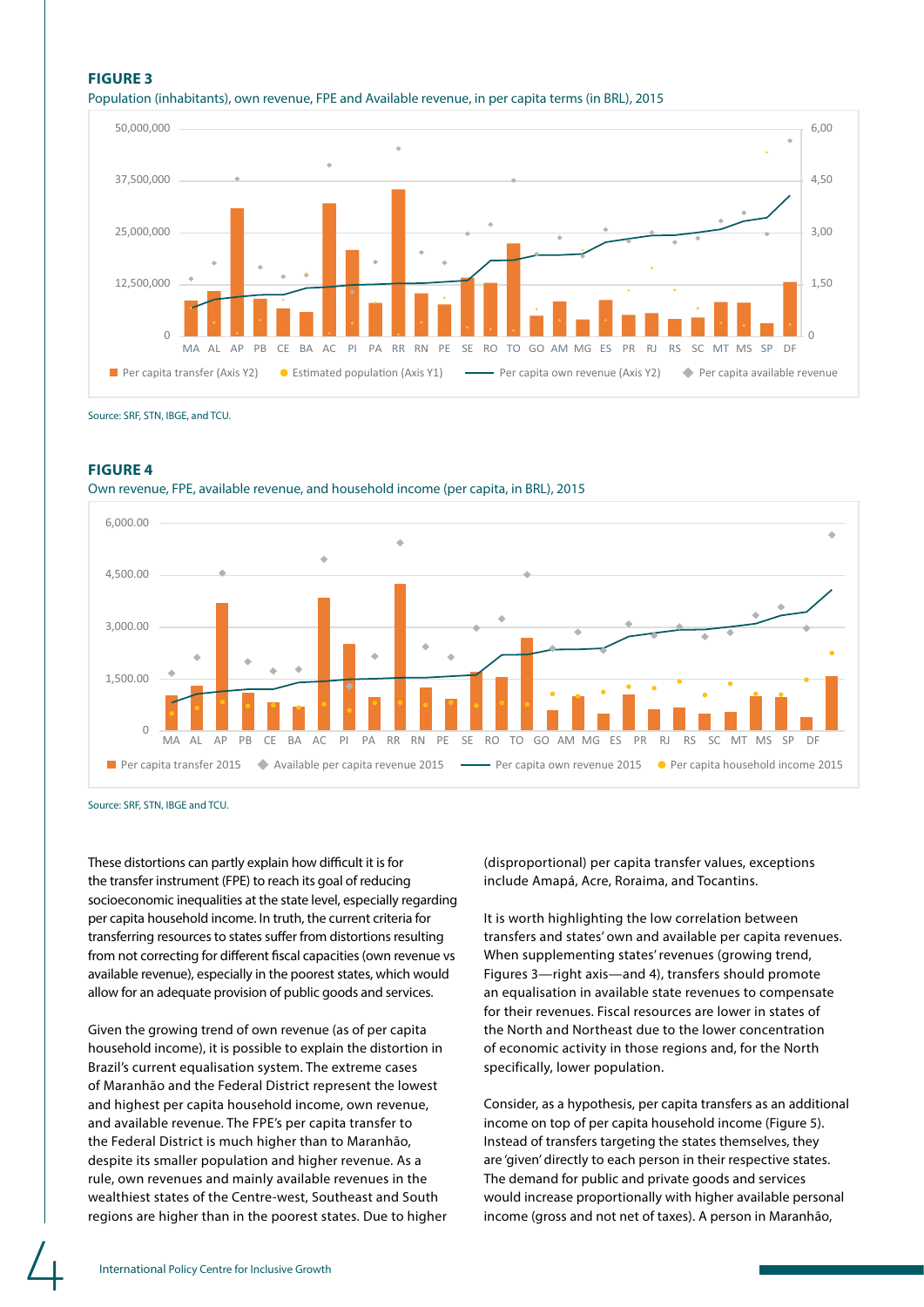**FIGURE 3**

Population (inhabitants), own revenue, FPE and Available revenue, in per capita terms (in BRL), 2015

Source: SRF, STN, IBGE, and TCU.

**FIGURE 4**

Own revenue, FPE, available revenue, and household income (per capita, in BRL), 2015

Source: SRF, STN, IBGE and TCU.

These distortions can partly explain how difficult it is for the transfer instrument (FPE) to reach its goal of reducing socioeconomic inequalities at the state level, especially regarding per capita household income. In truth, the current criteria for transferring resources to states suffer from distortions resulting from not correcting for different fiscal capacities (own revenue vs available revenue), especially in the poorest states, which would allow for an adequate provision of public goods and services.

Given the growing trend of own revenue (as of per capita household income), it is possible to explain the distortion in Brazil's current equalisation system. The extreme cases of Maranhão and the Federal District represent the lowest and highest per capita household income, own revenue, and available revenue. The FPE's per capita transfer to the Federal District is much higher than to Maranhão, despite its smaller population and higher revenue. As a rule, own revenues and mainly available revenues in the wealthiest states of the Centre-west, Southeast and South regions are higher than in the poorest states. Due to higher (disproportional) per capita transfer values, exceptions include Amapá, Acre, Roraima, and Tocantins.

It is worth highlighting the low correlation between transfers and states' own and available per capita revenues. When supplementing states' revenues (growing trend, Figures 3—right axis—and 4), transfers should promote an equalisation in available state revenues to compensate for their revenues. Fiscal resources are lower in states of the North and Northeast due to the lower concentration of economic activity in those regions and, for the North specifically, lower population.

Consider, as a hypothesis, per capita transfers as an additional income on top of per capita household income (Figure 5). Instead of transfers targeting the states themselves, they are 'given' directly to each person in their respective states. The demand for public and private goods and services would increase proportionally with higher available personal income (gross and not net of taxes). A person in Maranhão,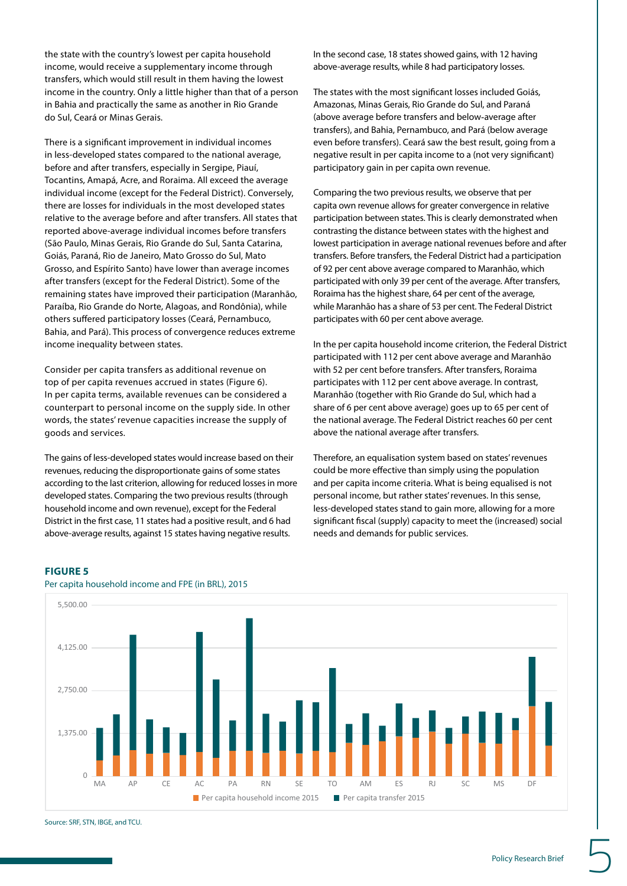the state with the country's lowest per capita household income, would receive a supplementary income through transfers, which would still result in them having the lowest income in the country. Only a little higher than that of a person in Bahia and practically the same as another in Rio Grande do Sul, Ceará or Minas Gerais.

There is a significant improvement in individual incomes in less-developed states compared to the national average, before and after transfers, especially in Sergipe, Piauí, Tocantins, Amapá, Acre, and Roraima. All exceed the average individual income (except for the Federal District). Conversely, there are losses for individuals in the most developed states relative to the average before and after transfers. All states that reported above-average individual incomes before transfers (São Paulo, Minas Gerais, Rio Grande do Sul, Santa Catarina, Goiás, Paraná, Rio de Janeiro, Mato Grosso do Sul, Mato Grosso, and Espírito Santo) have lower than average incomes after transfers (except for the Federal District). Some of the remaining states have improved their participation (Maranhão, Paraíba, Rio Grande do Norte, Alagoas, and Rondônia), while others suffered participatory losses (Ceará, Pernambuco, Bahia, and Pará). This process of convergence reduces extreme income inequality between states.

Consider per capita transfers as additional revenue on top of per capita revenues accrued in states (Figure 6). In per capita terms, available revenues can be considered a counterpart to personal income on the supply side. In other words, the states' revenue capacities increase the supply of goods and services.

The gains of less-developed states would increase based on their revenues, reducing the disproportionate gains of some states according to the last criterion, allowing for reduced losses in more developed states. Comparing the two previous results (through household income and own revenue), except for the Federal District in the first case, 11 states had a positive result, and 6 had above-average results, against 15 states having negative results.

In the second case, 18 states showed gains, with 12 having above-average results, while 8 had participatory losses.

The states with the most significant losses included Goiás, Amazonas, Minas Gerais, Rio Grande do Sul, and Paraná (above average before transfers and below-average after transfers), and Bahia, Pernambuco, and Pará (below average even before transfers). Ceará saw the best result, going from a negative result in per capita income to a (not very significant) participatory gain in per capita own revenue.

Comparing the two previous results, we observe that per capita own revenue allows for greater convergence in relative participation between states. This is clearly demonstrated when contrasting the distance between states with the highest and lowest participation in average national revenues before and after transfers. Before transfers, the Federal District had a participation of 92 per cent above average compared to Maranhão, which participated with only 39 per cent of the average. After transfers, Roraima has the highest share, 64 per cent of the average, while Maranhão has a share of 53 per cent. The Federal District participates with 60 per cent above average.

In the per capita household income criterion, the Federal District participated with 112 per cent above average and Maranhão with 52 per cent before transfers. After transfers, Roraima participates with 112 per cent above average. In contrast, Maranhão (together with Rio Grande do Sul, which had a share of 6 per cent above average) goes up to 65 per cent of the national average. The Federal District reaches 60 per cent above the national average after transfers.

Therefore, an equalisation system based on states' revenues could be more effective than simply using the population and per capita income criteria. What is being equalised is not personal income, but rather states' revenues. In this sense, less-developed states stand to gain more, allowing for a more significant fiscal (supply) capacity to meet the (increased) social needs and demands for public services.

**FIGURE 5**

Per capita household income and FPE (in BRL), 2015

Source: SRF, STN, IBGE, and TCU.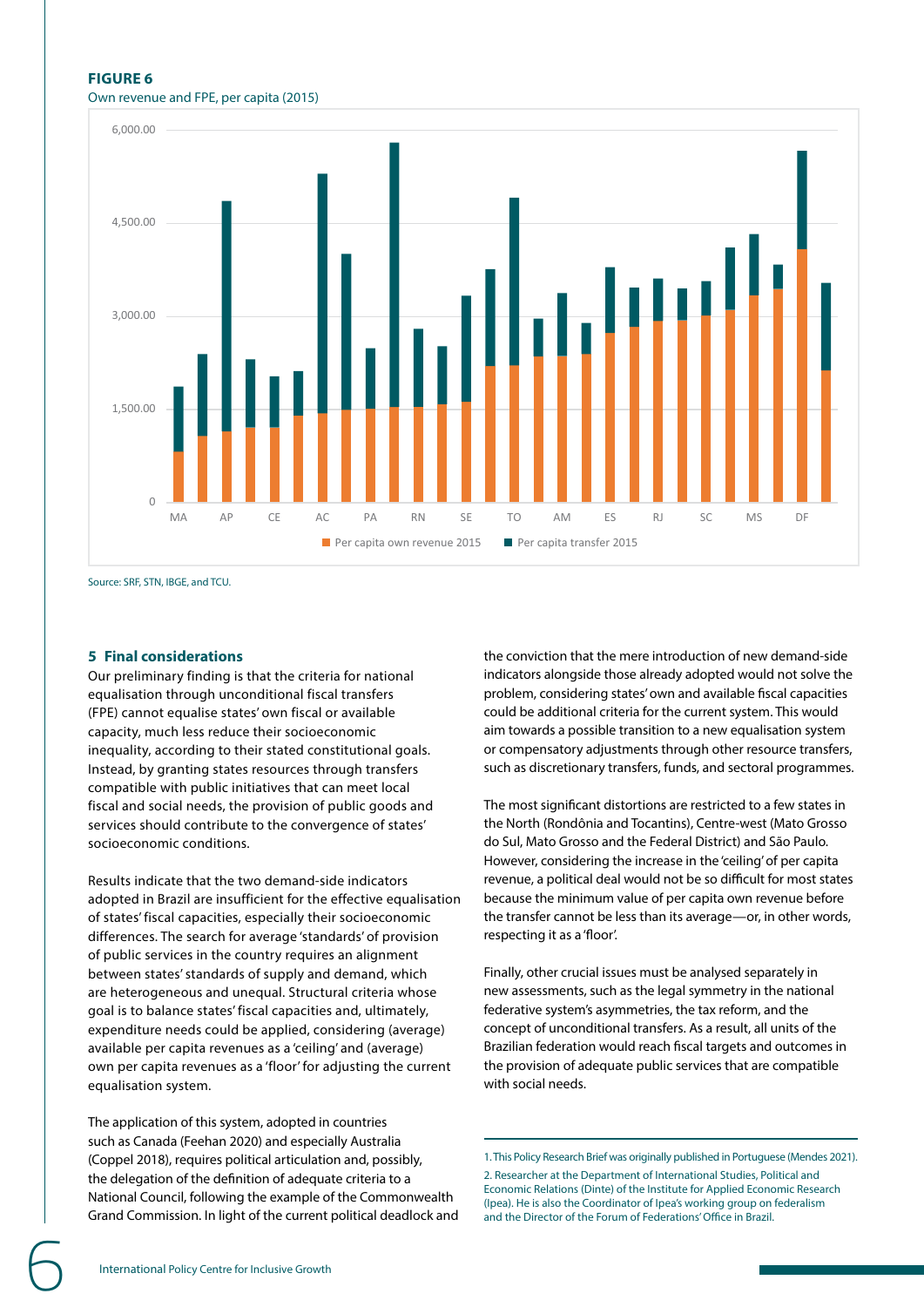**FIGURE 6**
Own revenue and FPE, per capita (2015)

Source: SRF, STN, IBGE, and TCU.

## 5 Final considerations

Our preliminary finding is that the criteria for national equalisation through unconditional fiscal transfers (FPE) cannot equalise states' own fiscal or available capacity, much less reduce their socioeconomic inequality, according to their stated constitutional goals. Instead, by granting states resources through transfers compatible with public initiatives that can meet local fiscal and social needs, the provision of public goods and services should contribute to the convergence of states' socioeconomic conditions.

Results indicate that the two demand-side indicators adopted in Brazil are insufficient for the effective equalisation of states' fiscal capacities, especially their socioeconomic differences. The search for average 'standards' of provision of public services in the country requires an alignment between states' standards of supply and demand, which are heterogeneous and unequal. Structural criteria whose goal is to balance states' fiscal capacities and, ultimately, expenditure needs could be applied, considering (average) available per capita revenues as a 'ceiling' and (average) own per capita revenues as a 'floor' for adjusting the current equalisation system.

The application of this system, adopted in countries such as Canada (Feehan 2020) and especially Australia (Coppel 2018), requires political articulation and, possibly, the delegation of the definition of adequate criteria to a National Council, following the example of the Commonwealth Grand Commission. In light of the current political deadlock and the conviction that the mere introduction of new demand-side indicators alongside those already adopted would not solve the problem, considering states' own and available fiscal capacities could be additional criteria for the current system. This would aim towards a possible transition to a new equalisation system or compensatory adjustments through other resource transfers, such as discretionary transfers, funds, and sectoral programmes.

The most significant distortions are restricted to a few states in the North (Rondônia and Tocantins), Centre-west (Mato Grosso do Sul, Mato Grosso and the Federal District) and São Paulo. However, considering the increase in the 'ceiling' of per capita revenue, a political deal would not be so difficult for most states because the minimum value of per capita own revenue before the transfer cannot be less than its average—or, in other words, respecting it as a 'floor'.

Finally, other crucial issues must be analysed separately in new assessments, such as the legal symmetry in the national federative system's asymmetries, the tax reform, and the concept of unconditional transfers. As a result, all units of the Brazilian federation would reach fiscal targets and outcomes in the provision of adequate public services that are compatible with social needs.

---

1. This Policy Research Brief was originally published in Portuguese (Mendes 2021).

2. Researcher at the Department of International Studies, Political and Economic Relations (Dinte) of the Institute for Applied Economic Research (Ipea). He is also the Coordinator of Ipea's working group on federalism and the Director of the Forum of Federations' Office in Brazil.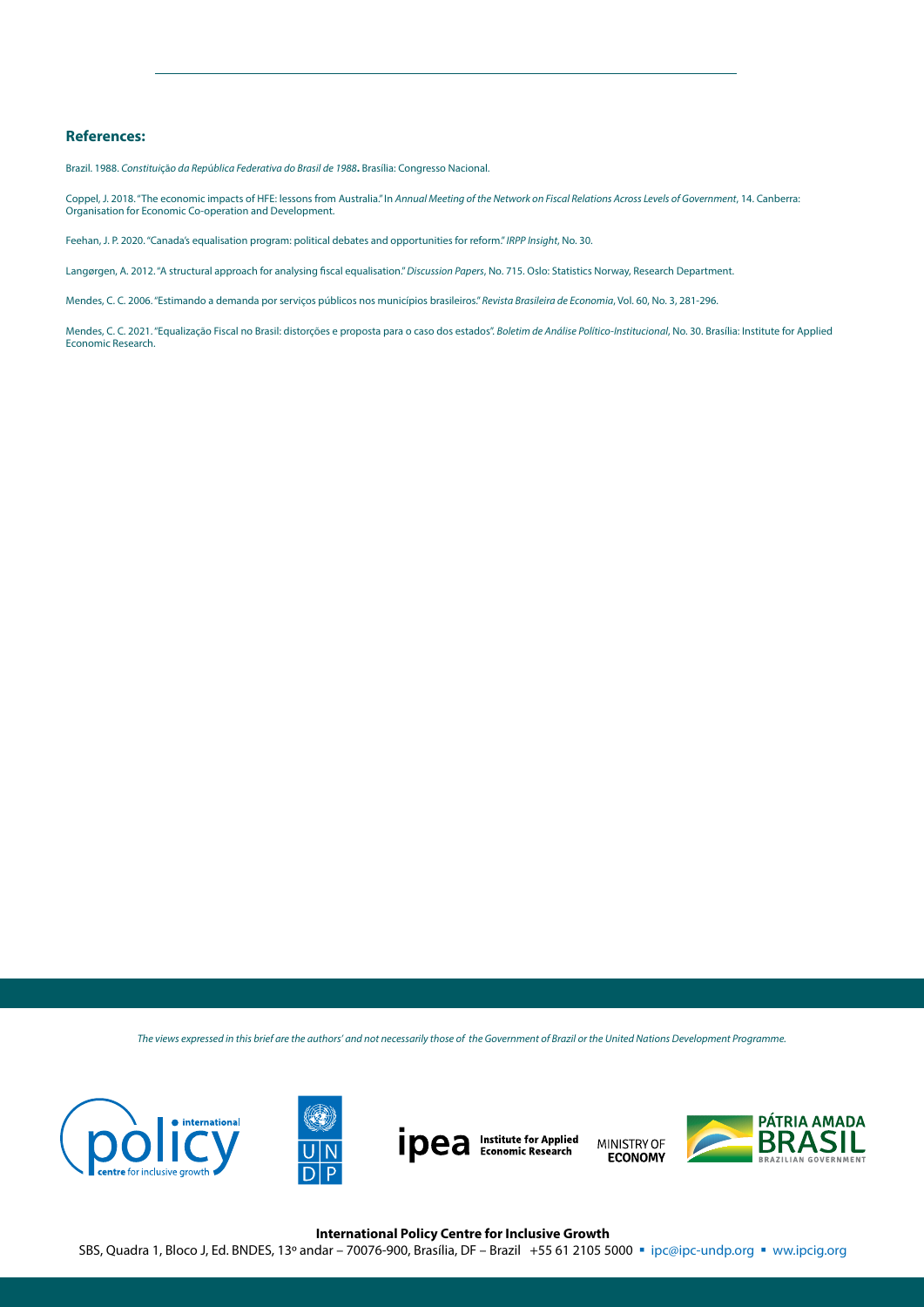## References:

Brazil. 1988. *Constituição da República Federativa do Brasil de 1988*. Brasília: Congresso Nacional.

Coppel, J. 2018. "The economic impacts of HFE: lessons from Australia." In *Annual Meeting of the Network on Fiscal Relations Across Levels of Government*, 14. Canberra: Organisation for Economic Co-operation and Development.

Feehan, J. P. 2020. "Canada's equalisation program: political debates and opportunities for reform." *IRPP Insight*, No. 30.

Langørgen, A. 2012. "A structural approach for analysing fiscal equalisation." *Discussion Papers*, No. 715. Oslo: Statistics Norway, Research Department.

Mendes, C. C. 2006. "Estimando a demanda por serviços públicos nos municípios brasileiros." *Revista Brasileira de Economia*, Vol. 60, No. 3, 281-296.

Mendes, C. C. 2021. "Equalização Fiscal no Brasil: distorções e proposta para o caso dos estados". *Boletim de Análise Político-Institucional*, No. 30. Brasília: Institute for Applied Economic Research.

*The views expressed in this brief are the authors' and not necessarily those of the Government of Brazil or the United Nations Development Programme.*

**International Policy Centre for Inclusive Growth**

SBS, Quadra 1, Bloco J, Ed. BNDES, 13º andar – 70076-900, Brasília, DF – Brazil +55 61 2105 5000 ▪ ipc@ipc-undp.org ▪ ww.ipcig.org